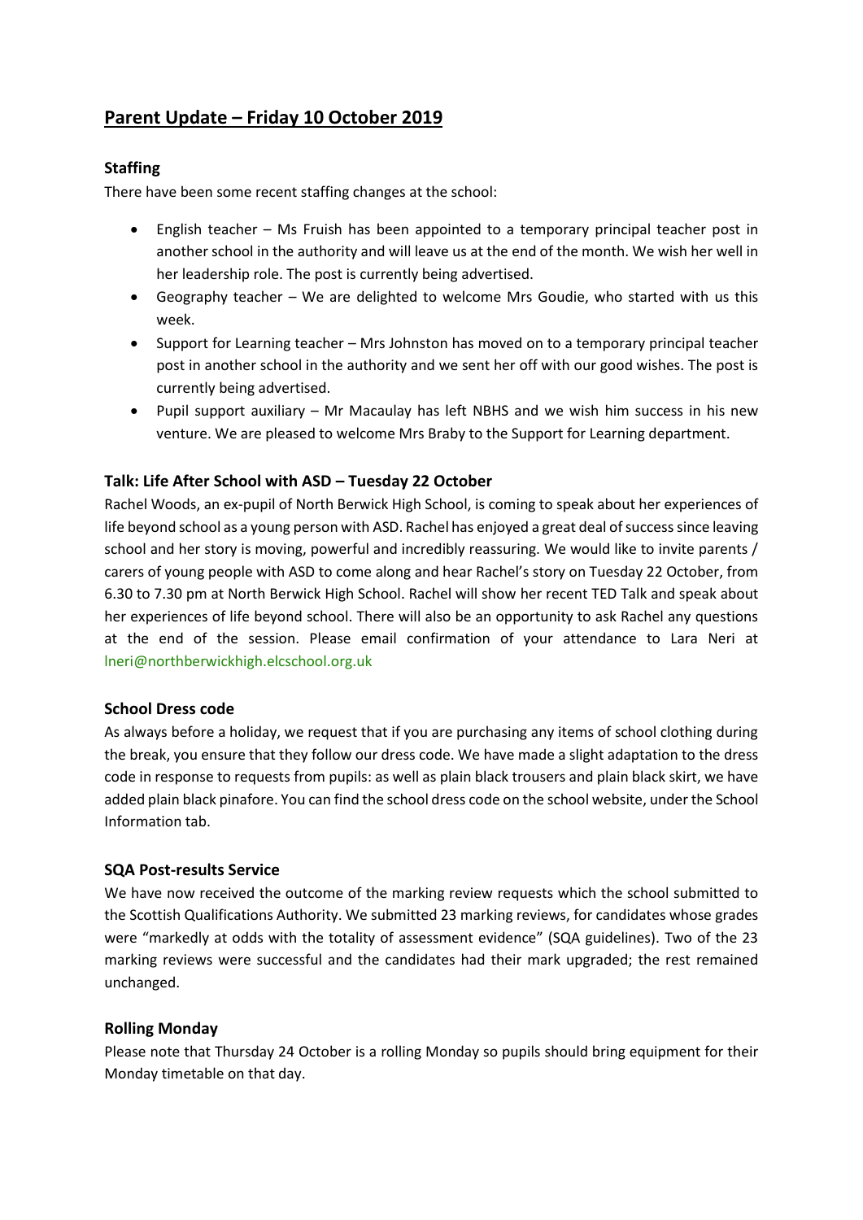# Parent Update – Friday 10 October 2019

## Staffing

There have been some recent staffing changes at the school:

- English teacher – Ms Fruish has been appointed to a temporary principal teacher post in another school in the authority and will leave us at the end of the month. We wish her well in her leadership role. The post is currently being advertised.
- Geography teacher – We are delighted to welcome Mrs Goudie, who started with us this week.
- Support for Learning teacher – Mrs Johnston has moved on to a temporary principal teacher post in another school in the authority and we sent her off with our good wishes. The post is currently being advertised.
- Pupil support auxiliary – Mr Macaulay has left NBHS and we wish him success in his new venture. We are pleased to welcome Mrs Braby to the Support for Learning department.

## Talk: Life After School with ASD – Tuesday 22 October

Rachel Woods, an ex-pupil of North Berwick High School, is coming to speak about her experiences of life beyond school as a young person with ASD. Rachel has enjoyed a great deal of success since leaving school and her story is moving, powerful and incredibly reassuring. We would like to invite parents / carers of young people with ASD to come along and hear Rachel's story on Tuesday 22 October, from 6.30 to 7.30 pm at North Berwick High School. Rachel will show her recent TED Talk and speak about her experiences of life beyond school. There will also be an opportunity to ask Rachel any questions at the end of the session. Please email confirmation of your attendance to Lara Neri at lneri@northberwickhigh.elcschool.org.uk

## School Dress code

As always before a holiday, we request that if you are purchasing any items of school clothing during the break, you ensure that they follow our dress code. We have made a slight adaptation to the dress code in response to requests from pupils: as well as plain black trousers and plain black skirt, we have added plain black pinafore. You can find the school dress code on the school website, under the School Information tab.

## SQA Post-results Service

We have now received the outcome of the marking review requests which the school submitted to the Scottish Qualifications Authority. We submitted 23 marking reviews, for candidates whose grades were "markedly at odds with the totality of assessment evidence" (SQA guidelines). Two of the 23 marking reviews were successful and the candidates had their mark upgraded; the rest remained unchanged.

## Rolling Monday

Please note that Thursday 24 October is a rolling Monday so pupils should bring equipment for their Monday timetable on that day.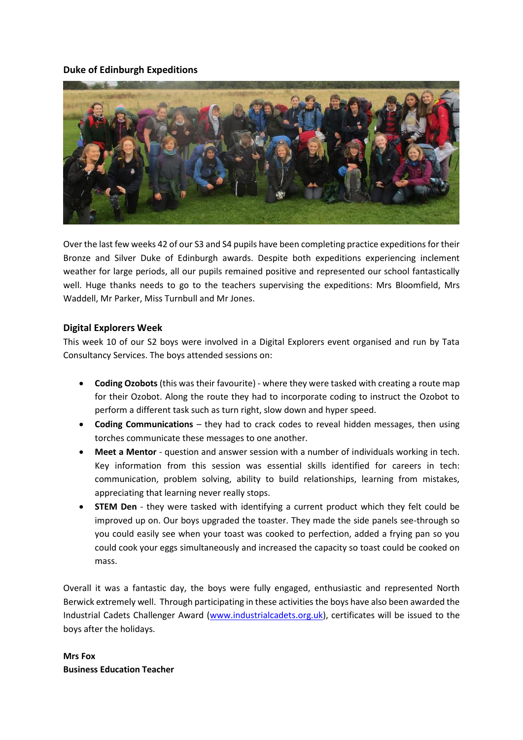**Duke of Edinburgh Expeditions**

Over the last few weeks 42 of our S3 and S4 pupils have been completing practice expeditions for their Bronze and Silver Duke of Edinburgh awards. Despite both expeditions experiencing inclement weather for large periods, all our pupils remained positive and represented our school fantastically well. Huge thanks needs to go to the teachers supervising the expeditions: Mrs Bloomfield, Mrs Waddell, Mr Parker, Miss Turnbull and Mr Jones.

**Digital Explorers Week**

This week 10 of our S2 boys were involved in a Digital Explorers event organised and run by Tata Consultancy Services. The boys attended sessions on:

- **Coding Ozobots** (this was their favourite) - where they were tasked with creating a route map for their Ozobot. Along the route they had to incorporate coding to instruct the Ozobot to perform a different task such as turn right, slow down and hyper speed.
- **Coding Communications** – they had to crack codes to reveal hidden messages, then using torches communicate these messages to one another.
- **Meet a Mentor** - question and answer session with a number of individuals working in tech. Key information from this session was essential skills identified for careers in tech: communication, problem solving, ability to build relationships, learning from mistakes, appreciating that learning never really stops.
- **STEM Den** - they were tasked with identifying a current product which they felt could be improved up on. Our boys upgraded the toaster. They made the side panels see-through so you could easily see when your toast was cooked to perfection, added a frying pan so you could cook your eggs simultaneously and increased the capacity so toast could be cooked on mass.

Overall it was a fantastic day, the boys were fully engaged, enthusiastic and represented North Berwick extremely well. Through participating in these activities the boys have also been awarded the Industrial Cadets Challenger Award ([www.industrialcadets.org.uk](http://www.industrialcadets.org.uk)), certificates will be issued to the boys after the holidays.

**Mrs Fox**
**Business Education Teacher**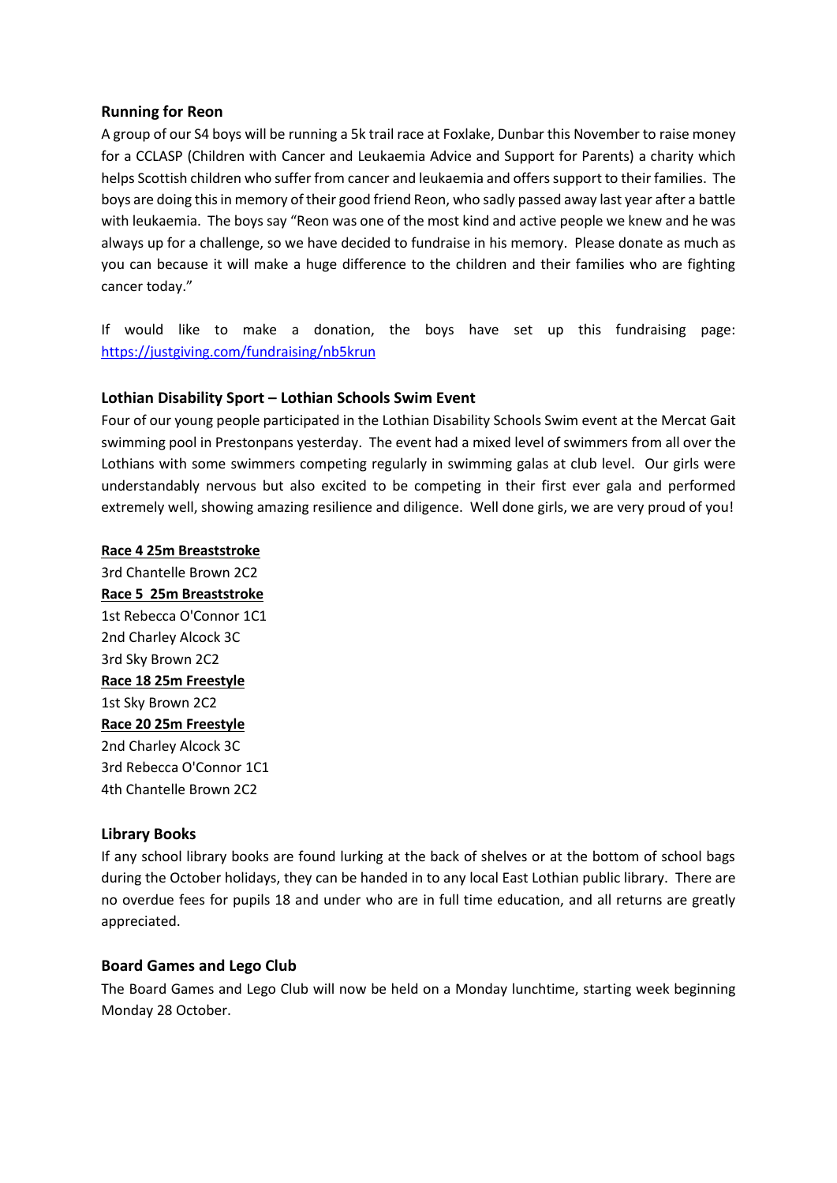**Running for Reon**

A group of our S4 boys will be running a 5k trail race at Foxlake, Dunbar this November to raise money for a CCLASP (Children with Cancer and Leukaemia Advice and Support for Parents) a charity which helps Scottish children who suffer from cancer and leukaemia and offers support to their families. The boys are doing this in memory of their good friend Reon, who sadly passed away last year after a battle with leukaemia. The boys say "Reon was one of the most kind and active people we knew and he was always up for a challenge, so we have decided to fundraise in his memory. Please donate as much as you can because it will make a huge difference to the children and their families who are fighting cancer today."

If would like to make a donation, the boys have set up this fundraising page: [https://justgiving.com/fundraising/nb5krun](https://justgiving.com/fundraising/nb5krun)

**Lothian Disability Sport – Lothian Schools Swim Event**

Four of our young people participated in the Lothian Disability Schools Swim event at the Mercat Gait swimming pool in Prestonpans yesterday. The event had a mixed level of swimmers from all over the Lothians with some swimmers competing regularly in swimming galas at club level. Our girls were understandably nervous but also excited to be competing in their first ever gala and performed extremely well, showing amazing resilience and diligence. Well done girls, we are very proud of you!

**Race 4 25m Breaststroke**
3rd Chantelle Brown 2C2
**Race 5 25m Breaststroke**
1st Rebecca O'Connor 1C1
2nd Charley Alcock 3C
3rd Sky Brown 2C2
**Race 18 25m Freestyle**
1st Sky Brown 2C2
**Race 20 25m Freestyle**
2nd Charley Alcock 3C
3rd Rebecca O'Connor 1C1
4th Chantelle Brown 2C2

**Library Books**

If any school library books are found lurking at the back of shelves or at the bottom of school bags during the October holidays, they can be handed in to any local East Lothian public library. There are no overdue fees for pupils 18 and under who are in full time education, and all returns are greatly appreciated.

**Board Games and Lego Club**

The Board Games and Lego Club will now be held on a Monday lunchtime, starting week beginning Monday 28 October.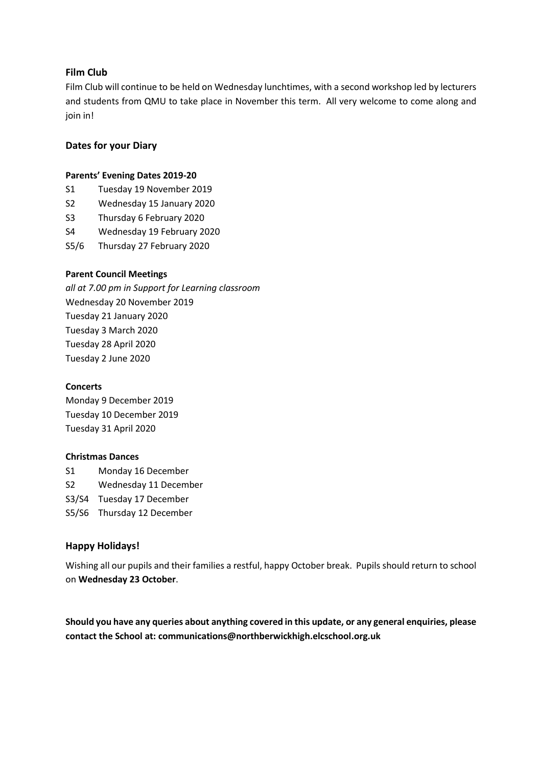## Film Club

Film Club will continue to be held on Wednesday lunchtimes, with a second workshop led by lecturers and students from QMU to take place in November this term. All very welcome to come along and join in!

## Dates for your Diary

**Parents' Evening Dates 2019-20**

| | |
|---|---|
| S1 | Tuesday 19 November 2019 |
| S2 | Wednesday 15 January 2020 |
| S3 | Thursday 6 February 2020 |
| S4 | Wednesday 19 February 2020 |
| S5/6 | Thursday 27 February 2020 |

**Parent Council Meetings**

*all at 7.00 pm in Support for Learning classroom*

Wednesday 20 November 2019
Tuesday 21 January 2020
Tuesday 3 March 2020
Tuesday 28 April 2020
Tuesday 2 June 2020

**Concerts**

Monday 9 December 2019
Tuesday 10 December 2019
Tuesday 31 April 2020

**Christmas Dances**

| | |
|---|---|
| S1 | Monday 16 December |
| S2 | Wednesday 11 December |
| S3/S4 | Tuesday 17 December |
| S5/S6 | Thursday 12 December |

## Happy Holidays!

Wishing all our pupils and their families a restful, happy October break. Pupils should return to school on **Wednesday 23 October**.

**Should you have any queries about anything covered in this update, or any general enquiries, please contact the School at: communications@northberwickhigh.elcschool.org.uk**